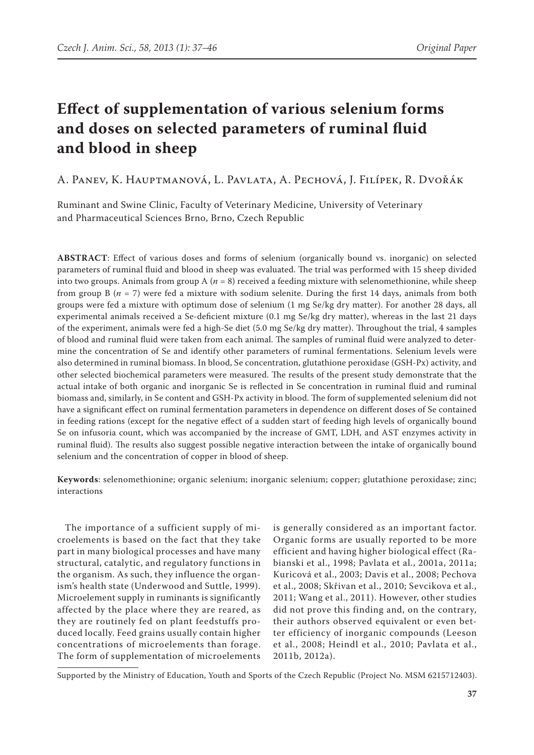# Effect of supplementation of various selenium forms and doses on selected parameters of ruminal fluid and blood in sheep

A. Panev, K. Hauptmanová, L. Pavlata, A. Pechová, J. Filípek, R. Dvořák

Ruminant and Swine Clinic, Faculty of Veterinary Medicine, University of Veterinary and Pharmaceutical Sciences Brno, Brno, Czech Republic

**ABSTRACT**: Effect of various doses and forms of selenium (organically bound vs. inorganic) on selected parameters of ruminal fluid and blood in sheep was evaluated. The trial was performed with 15 sheep divided into two groups. Animals from group A ($n = 8$) received a feeding mixture with selenomethionine, while sheep from group B ($n = 7$) were fed a mixture with sodium selenite. During the first 14 days, animals from both groups were fed a mixture with optimum dose of selenium (1 mg Se/kg dry matter). For another 28 days, all experimental animals received a Se-deficient mixture (0.1 mg Se/kg dry matter), whereas in the last 21 days of the experiment, animals were fed a high-Se diet (5.0 mg Se/kg dry matter). Throughout the trial, 4 samples of blood and ruminal fluid were taken from each animal. The samples of ruminal fluid were analyzed to determine the concentration of Se and identify other parameters of ruminal fermentations. Selenium levels were also determined in ruminal biomass. In blood, Se concentration, glutathione peroxidase (GSH-Px) activity, and other selected biochemical parameters were measured. The results of the present study demonstrate that the actual intake of both organic and inorganic Se is reflected in Se concentration in ruminal fluid and ruminal biomass and, similarly, in Se content and GSH-Px activity in blood. The form of supplemented selenium did not have a significant effect on ruminal fermentation parameters in dependence on different doses of Se contained in feeding rations (except for the negative effect of a sudden start of feeding high levels of organically bound Se on infusoria count, which was accompanied by the increase of GMT, LDH, and AST enzymes activity in ruminal fluid). The results also suggest possible negative interaction between the intake of organically bound selenium and the concentration of copper in blood of sheep.

**Keywords**: selenomethionine; organic selenium; inorganic selenium; copper; glutathione peroxidase; zinc; interactions

The importance of a sufficient supply of microelements is based on the fact that they take part in many biological processes and have many structural, catalytic, and regulatory functions in the organism. As such, they influence the organism's health state (Underwood and Suttle, 1999). Microelement supply in ruminants is significantly affected by the place where they are reared, as they are routinely fed on plant feedstuffs produced locally. Feed grains usually contain higher concentrations of microelements than forage. The form of supplementation of microelements is generally considered as an important factor. Organic forms are usually reported to be more efficient and having higher biological effect (Rabianski et al., 1998; Pavlata et al., 2001a, 2011a; Kuricová et al., 2003; Davis et al., 2008; Pechova et al., 2008; Skřivan et al., 2010; Sevcikova et al., 2011; Wang et al., 2011). However, other studies did not prove this finding and, on the contrary, their authors observed equivalent or even better efficiency of inorganic compounds (Leeson et al., 2008; Heindl et al., 2010; Pavlata et al., 2011b, 2012a).

Supported by the Ministry of Education, Youth and Sports of the Czech Republic (Project No. MSM 6215712403).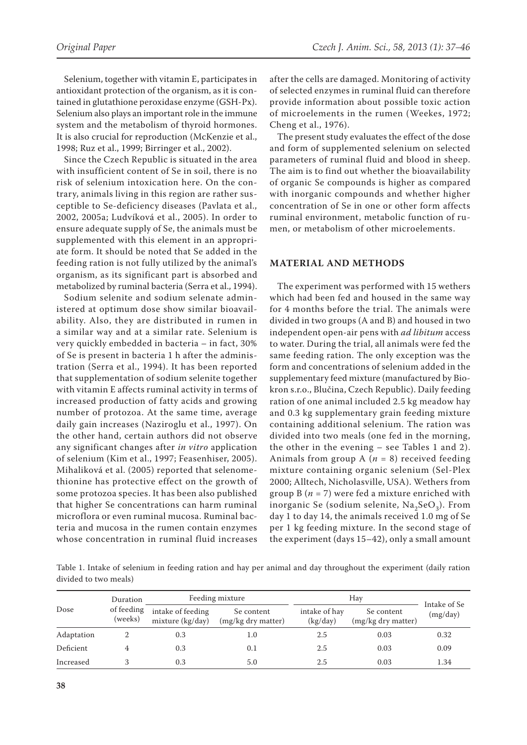Selenium, together with vitamin E, participates in antioxidant protection of the organism, as it is contained in glutathione peroxidase enzyme (GSH-Px). Selenium also plays an important role in the immune system and the metabolism of thyroid hormones. It is also crucial for reproduction (McKenzie et al., 1998; Ruz et al., 1999; Birringer et al., 2002).

Since the Czech Republic is situated in the area with insufficient content of Se in soil, there is no risk of selenium intoxication here. On the contrary, animals living in this region are rather susceptible to Se-deficiency diseases (Pavlata et al., 2002, 2005a; Ludvíková et al., 2005). In order to ensure adequate supply of Se, the animals must be supplemented with this element in an appropriate form. It should be noted that Se added in the feeding ration is not fully utilized by the animal's organism, as its significant part is absorbed and metabolized by ruminal bacteria (Serra et al., 1994).

Sodium selenite and sodium selenate administered at optimum dose show similar bioavailability. Also, they are distributed in rumen in a similar way and at a similar rate. Selenium is very quickly embedded in bacteria – in fact, 30% of Se is present in bacteria 1 h after the administration (Serra et al., 1994). It has been reported that supplementation of sodium selenite together with vitamin E affects ruminal activity in terms of increased production of fatty acids and growing number of protozoa. At the same time, average daily gain increases (Naziroglu et al., 1997). On the other hand, certain authors did not observe any significant changes after *in vitro* application of selenium (Kim et al., 1997; Feasenhiser, 2005). Mihaliková et al. (2005) reported that selenomethionine has protective effect on the growth of some protozoa species. It has been also published that higher Se concentrations can harm ruminal microflora or even ruminal mucosa. Ruminal bacteria and mucosa in the rumen contain enzymes whose concentration in ruminal fluid increases after the cells are damaged. Monitoring of activity of selected enzymes in ruminal fluid can therefore provide information about possible toxic action of microelements in the rumen (Weekes, 1972; Cheng et al., 1976).

The present study evaluates the effect of the dose and form of supplemented selenium on selected parameters of ruminal fluid and blood in sheep. The aim is to find out whether the bioavailability of organic Se compounds is higher as compared with inorganic compounds and whether higher concentration of Se in one or other form affects ruminal environment, metabolic function of rumen, or metabolism of other microelements.

## MATERIAL AND METHODS

The experiment was performed with 15 wethers which had been fed and housed in the same way for 4 months before the trial. The animals were divided in two groups (A and B) and housed in two independent open-air pens with *ad libitum* access to water. During the trial, all animals were fed the same feeding ration. The only exception was the form and concentrations of selenium added in the supplementary feed mixture (manufactured by Biokron s.r.o., Blučina, Czech Republic). Daily feeding ration of one animal included 2.5 kg meadow hay and 0.3 kg supplementary grain feeding mixture containing additional selenium. The ration was divided into two meals (one fed in the morning, the other in the evening – see Tables 1 and 2). Animals from group A ($n$ = 8) received feeding mixture containing organic selenium (Sel-Plex 2000; Alltech, Nicholasville, USA). Wethers from group B ($n$ = 7) were fed a mixture enriched with inorganic Se (sodium selenite, $Na_2SeO_3$). From day 1 to day 14, the animals received 1.0 mg of Se per 1 kg feeding mixture. In the second stage of the experiment (days 15–42), only a small amount

Table 1. Intake of selenium in feeding ration and hay per animal and day throughout the experiment (daily ration divided to two meals)

| Dose | Duration of feeding (weeks) | Feeding mixture | | Hay | | Intake of Se (mg/day) |
|---|---|---|---|---|---|---|
| | | intake of feeding mixture (kg/day) | Se content (mg/kg dry matter) | intake of hay (kg/day) | Se content (mg/kg dry matter) | |
| Adaptation | 2 | 0.3 | 1.0 | 2.5 | 0.03 | 0.32 |
| Deficient | 4 | 0.3 | 0.1 | 2.5 | 0.03 | 0.09 |
| Increased | 3 | 0.3 | 5.0 | 2.5 | 0.03 | 1.34 |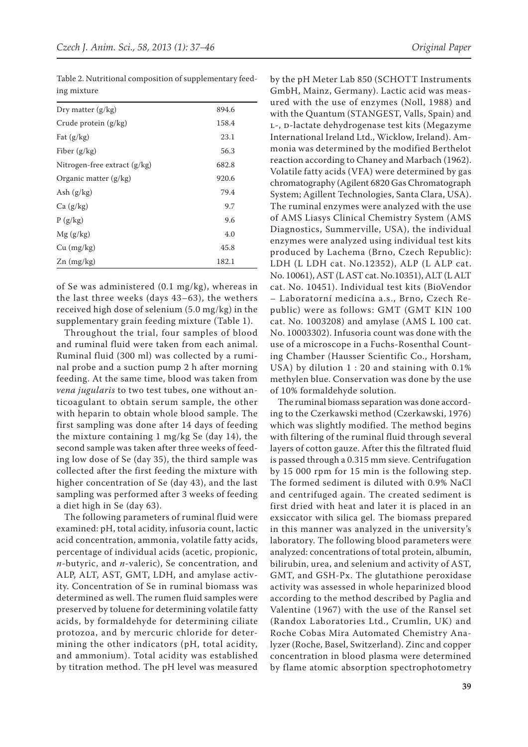Table 2. Nutritional composition of supplementary feeding mixture

| | |
|---|---|
| Dry matter (g/kg) | 894.6 |
| Crude protein (g/kg) | 158.4 |
| Fat (g/kg) | 23.1 |
| Fiber (g/kg) | 56.3 |
| Nitrogen-free extract (g/kg) | 682.8 |
| Organic matter (g/kg) | 920.6 |
| Ash (g/kg) | 79.4 |
| Ca (g/kg) | 9.7 |
| P (g/kg) | 9.6 |
| Mg (g/kg) | 4.0 |
| Cu (mg/kg) | 45.8 |
| Zn (mg/kg) | 182.1 |

of Se was administered (0.1 mg/kg), whereas in the last three weeks (days 43–63), the wethers received high dose of selenium (5.0 mg/kg) in the supplementary grain feeding mixture (Table 1).

Throughout the trial, four samples of blood and ruminal fluid were taken from each animal. Ruminal fluid (300 ml) was collected by a ruminal probe and a suction pump 2 h after morning feeding. At the same time, blood was taken from *vena jugularis* to two test tubes, one without anticoagulant to obtain serum sample, the other with heparin to obtain whole blood sample. The first sampling was done after 14 days of feeding the mixture containing 1 mg/kg Se (day 14), the second sample was taken after three weeks of feeding low dose of Se (day 35), the third sample was collected after the first feeding the mixture with higher concentration of Se (day 43), and the last sampling was performed after 3 weeks of feeding a diet high in Se (day 63).

The following parameters of ruminal fluid were examined: pH, total acidity, infusoria count, lactic acid concentration, ammonia, volatile fatty acids, percentage of individual acids (acetic, propionic, *n*-butyric, and *n*-valeric), Se concentration, and ALP, ALT, AST, GMT, LDH, and amylase activity. Concentration of Se in ruminal biomass was determined as well. The rumen fluid samples were preserved by toluene for determining volatile fatty acids, by formaldehyde for determining ciliate protozoa, and by mercuric chloride for determining the other indicators (pH, total acidity, and ammonium). Total acidity was established by titration method. The pH level was measured by the pH Meter Lab 850 (SCHOTT Instruments GmbH, Mainz, Germany). Lactic acid was measured with the use of enzymes (Noll, 1988) and with the Quantum (STANGEST, Valls, Spain) and L-, D-lactate dehydrogenase test kits (Megazyme International Ireland Ltd., Wicklow, Ireland). Ammonia was determined by the modified Berthelot reaction according to Chaney and Marbach (1962). Volatile fatty acids (VFA) were determined by gas chromatography (Agilent 6820 Gas Chromatograph System; Agillent Technologies, Santa Clara, USA). The ruminal enzymes were analyzed with the use of AMS Liasys Clinical Chemistry System (AMS Diagnostics, Summerville, USA), the individual enzymes were analyzed using individual test kits produced by Lachema (Brno, Czech Republic): LDH (L LDH cat. No.12352), ALP (L ALP cat. No. 10061), AST (L AST cat. No.10351), ALT (L ALT cat. No. 10451). Individual test kits (BioVendor – Laboratorní medicína a.s., Brno, Czech Republic) were as follows: GMT (GMT KIN 100 cat. No. 1003208) and amylase (AMS L 100 cat. No. 10003302). Infusoria count was done with the use of a microscope in a Fuchs-Rosenthal Counting Chamber (Hausser Scientific Co., Horsham, USA) by dilution 1 : 20 and staining with 0.1% methylen blue. Conservation was done by the use of 10% formaldehyde solution.

The ruminal biomass separation was done according to the Czerkawski method (Czerkawski, 1976) which was slightly modified. The method begins with filtering of the ruminal fluid through several layers of cotton gauze. After this the filtrated fluid is passed through a 0.315 mm sieve. Centrifugation by 15 000 rpm for 15 min is the following step. The formed sediment is diluted with 0.9% NaCl and centrifuged again. The created sediment is first dried with heat and later it is placed in an exsiccator with silica gel. The biomass prepared in this manner was analyzed in the university's laboratory. The following blood parameters were analyzed: concentrations of total protein, albumin, bilirubin, urea, and selenium and activity of AST, GMT, and GSH-Px. The glutathione peroxidase activity was assessed in whole heparinized blood according to the method described by Paglia and Valentine (1967) with the use of the Ransel set (Randox Laboratories Ltd., Crumlin, UK) and Roche Cobas Mira Automated Chemistry Analyzer (Roche, Basel, Switzerland). Zinc and copper concentration in blood plasma were determined by flame atomic absorption spectrophotometry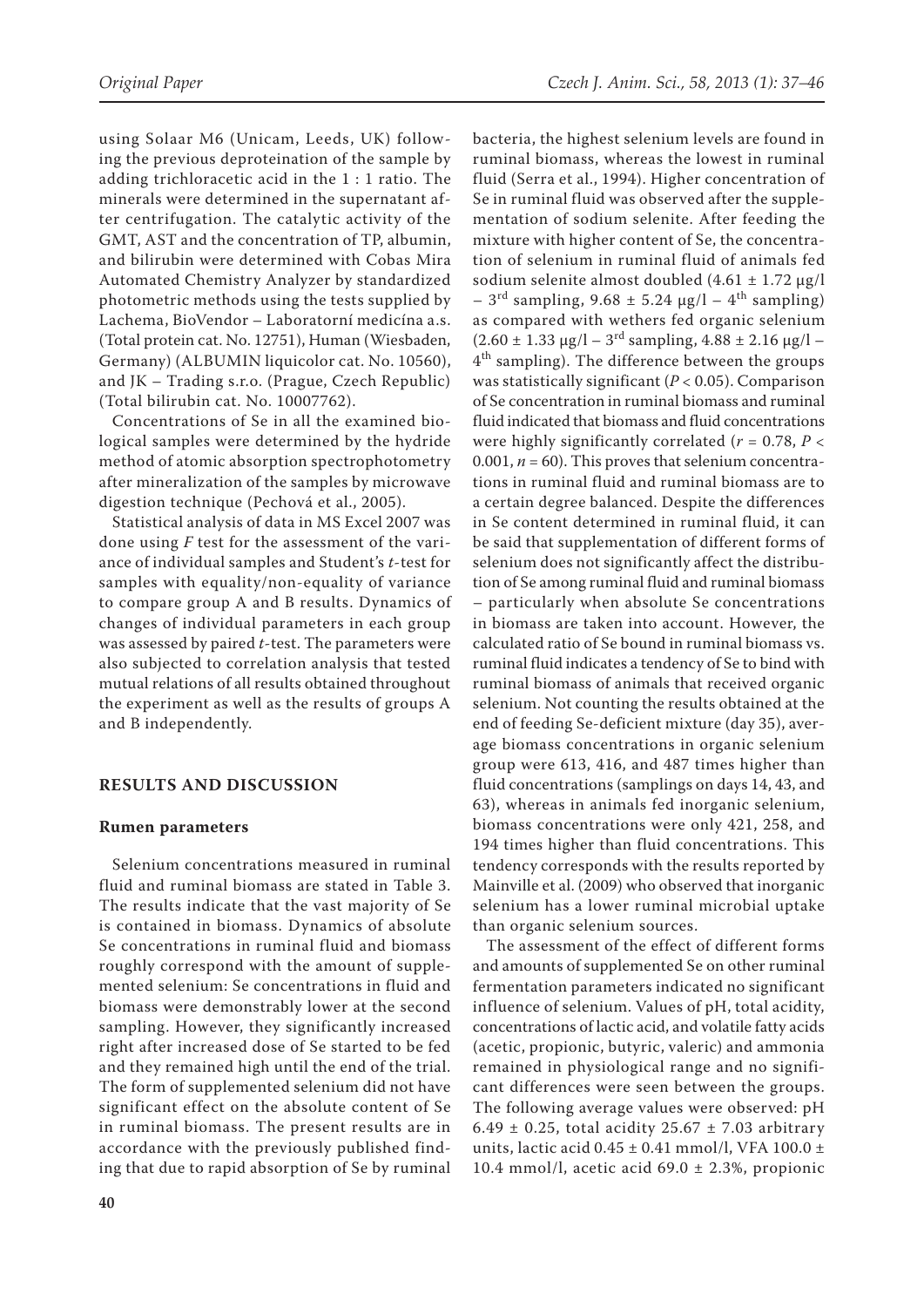using Solaar M6 (Unicam, Leeds, UK) following the previous deproteination of the sample by adding trichloracetic acid in the 1 : 1 ratio. The minerals were determined in the supernatant after centrifugation. The catalytic activity of the GMT, AST and the concentration of TP, albumin, and bilirubin were determined with Cobas Mira Automated Chemistry Analyzer by standardized photometric methods using the tests supplied by Lachema, BioVendor – Laboratorní medicína a.s. (Total protein cat. No. 12751), Human (Wiesbaden, Germany) (ALBUMIN liquicolor cat. No. 10560), and JK – Trading s.r.o. (Prague, Czech Republic) (Total bilirubin cat. No. 10007762).

Concentrations of Se in all the examined biological samples were determined by the hydride method of atomic absorption spectrophotometry after mineralization of the samples by microwave digestion technique (Pechová et al., 2005).

Statistical analysis of data in MS Excel 2007 was done using *F* test for the assessment of the variance of individual samples and Student's *t*-test for samples with equality/non-equality of variance to compare group A and B results. Dynamics of changes of individual parameters in each group was assessed by paired *t*-test. The parameters were also subjected to correlation analysis that tested mutual relations of all results obtained throughout the experiment as well as the results of groups A and B independently.

## RESULTS AND DISCUSSION

### Rumen parameters

Selenium concentrations measured in ruminal fluid and ruminal biomass are stated in Table 3. The results indicate that the vast majority of Se is contained in biomass. Dynamics of absolute Se concentrations in ruminal fluid and biomass roughly correspond with the amount of supplemented selenium: Se concentrations in fluid and biomass were demonstrably lower at the second sampling. However, they significantly increased right after increased dose of Se started to be fed and they remained high until the end of the trial. The form of supplemented selenium did not have significant effect on the absolute content of Se in ruminal biomass. The present results are in accordance with the previously published finding that due to rapid absorption of Se by ruminal bacteria, the highest selenium levels are found in ruminal biomass, whereas the lowest in ruminal fluid (Serra et al., 1994). Higher concentration of Se in ruminal fluid was observed after the supplementation of sodium selenite. After feeding the mixture with higher content of Se, the concentration of selenium in ruminal fluid of animals fed sodium selenite almost doubled (4.61 ± 1.72 μg/l – 3rd sampling, 9.68 ± 5.24 μg/l – 4th sampling) as compared with wethers fed organic selenium (2.60 ± 1.33 μg/l – 3rd sampling, 4.88 ± 2.16 μg/l – 4th sampling). The difference between the groups was statistically significant ($P < 0.05$). Comparison of Se concentration in ruminal biomass and ruminal fluid indicated that biomass and fluid concentrations were highly significantly correlated ($r = 0.78$, $P < 0.001$, $n = 60$). This proves that selenium concentrations in ruminal fluid and ruminal biomass are to a certain degree balanced. Despite the differences in Se content determined in ruminal fluid, it can be said that supplementation of different forms of selenium does not significantly affect the distribution of Se among ruminal fluid and ruminal biomass – particularly when absolute Se concentrations in biomass are taken into account. However, the calculated ratio of Se bound in ruminal biomass vs. ruminal fluid indicates a tendency of Se to bind with ruminal biomass of animals that received organic selenium. Not counting the results obtained at the end of feeding Se-deficient mixture (day 35), average biomass concentrations in organic selenium group were 613, 416, and 487 times higher than fluid concentrations (samplings on days 14, 43, and 63), whereas in animals fed inorganic selenium, biomass concentrations were only 421, 258, and 194 times higher than fluid concentrations. This tendency corresponds with the results reported by Mainville et al. (2009) who observed that inorganic selenium has a lower ruminal microbial uptake than organic selenium sources.

The assessment of the effect of different forms and amounts of supplemented Se on other ruminal fermentation parameters indicated no significant influence of selenium. Values of pH, total acidity, concentrations of lactic acid, and volatile fatty acids (acetic, propionic, butyric, valeric) and ammonia remained in physiological range and no significant differences were seen between the groups. The following average values were observed: pH 6.49 ± 0.25, total acidity 25.67 ± 7.03 arbitrary units, lactic acid 0.45 ± 0.41 mmol/l, VFA 100.0 ± 10.4 mmol/l, acetic acid 69.0 ± 2.3%, propionic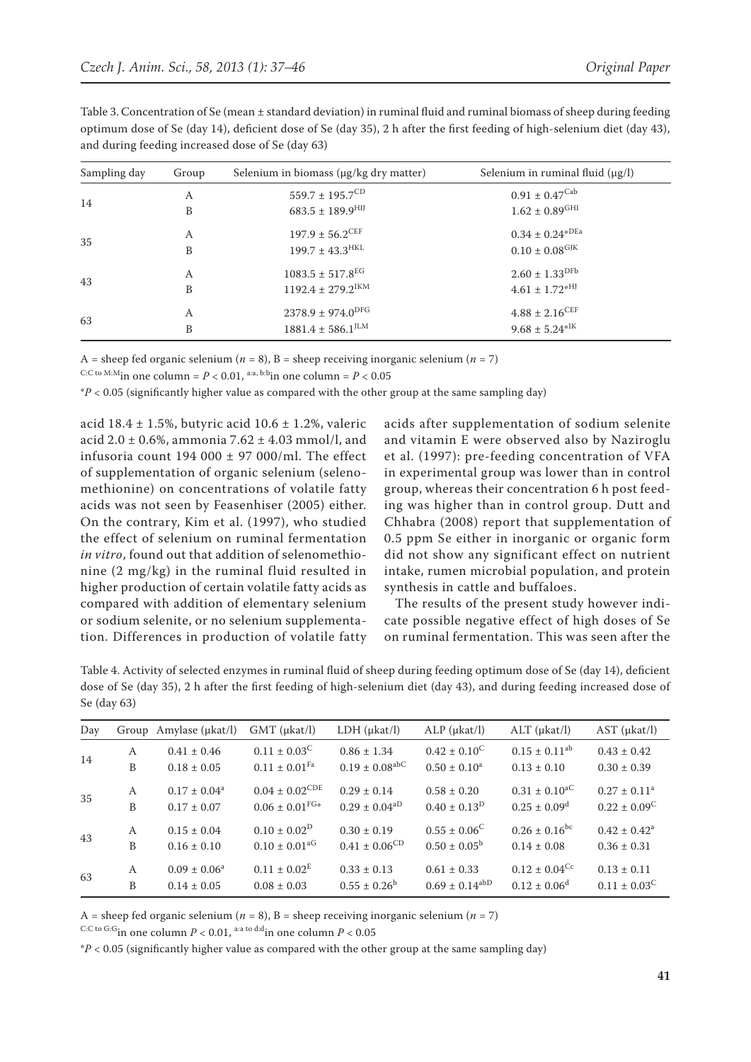Table 3. Concentration of Se (mean ± standard deviation) in ruminal fluid and ruminal biomass of sheep during feeding optimum dose of Se (day 14), deficient dose of Se (day 35), 2 h after the first feeding of high-selenium diet (day 43), and during feeding increased dose of Se (day 63)

| Sampling day | Group | Selenium in biomass (μg/kg dry matter) | Selenium in ruminal fluid (μg/l) |
|---|---|---|---|
| 14 | A | $559.7 \pm 195.7^{CD}$ | $0.91 \pm 0.47^{Cab}$ |
| | B | $683.5 \pm 189.9^{HIJ}$ | $1.62 \pm 0.89^{GHI}$ |
| 35 | A | $197.9 \pm 56.2^{CEF}$ | $0.34 \pm 0.24^{*DEa}$ |
| | B | $199.7 \pm 43.3^{HKL}$ | $0.10 \pm 0.08^{GJK}$ |
| 43 | A | $1083.5 \pm 517.8^{EG}$ | $2.60 \pm 1.33^{DFb}$ |
| | B | $1192.4 \pm 279.2^{IKM}$ | $4.61 \pm 1.72^{*HJ}$ |
| 63 | A | $2378.9 \pm 974.0^{DFG}$ | $4.88 \pm 2.16^{CEF}$ |
| | B | $1881.4 \pm 586.1^{JLM}$ | $9.68 \pm 5.24^{*IK}$ |

A = sheep fed organic selenium ($n = 8$), B = sheep receiving inorganic selenium ($n = 7$)

$^{C:C \text{ to } M:M}$in one column = $P < 0.01$, $^{a:a,\ b:b}$in one column = $P < 0.05$

*$P < 0.05$ (significantly higher value as compared with the other group at the same sampling day)

acid 18.4 ± 1.5%, butyric acid 10.6 ± 1.2%, valeric acid 2.0 ± 0.6%, ammonia 7.62 ± 4.03 mmol/l, and infusoria count 194 000 ± 97 000/ml. The effect of supplementation of organic selenium (selenomethionine) on concentrations of volatile fatty acids was not seen by Feasenhiser (2005) either. On the contrary, Kim et al. (1997), who studied the effect of selenium on ruminal fermentation *in vitro*, found out that addition of selenomethionine (2 mg/kg) in the ruminal fluid resulted in higher production of certain volatile fatty acids as compared with addition of elementary selenium or sodium selenite, or no selenium supplementation. Differences in production of volatile fatty acids after supplementation of sodium selenite and vitamin E were observed also by Naziroglu et al. (1997): pre-feeding concentration of VFA in experimental group was lower than in control group, whereas their concentration 6 h post feeding was higher than in control group. Dutt and Chhabra (2008) report that supplementation of 0.5 ppm Se either in inorganic or organic form did not show any significant effect on nutrient intake, rumen microbial population, and protein synthesis in cattle and buffaloes.

The results of the present study however indicate possible negative effect of high doses of Se on ruminal fermentation. This was seen after the

Table 4. Activity of selected enzymes in ruminal fluid of sheep during feeding optimum dose of Se (day 14), deficient dose of Se (day 35), 2 h after the first feeding of high-selenium diet (day 43), and during feeding increased dose of Se (day 63)

| Day | Group | Amylase (μkat/l) | GMT (μkat/l) | LDH (μkat/l) | ALP (μkat/l) | ALT (μkat/l) | AST (μkat/l) |
|---|---|---|---|---|---|---|---|
| 14 | A | $0.41 \pm 0.46$ | $0.11 \pm 0.03^{C}$ | $0.86 \pm 1.34$ | $0.42 \pm 0.10^{C}$ | $0.15 \pm 0.11^{ab}$ | $0.43 \pm 0.42$ |
| | B | $0.18 \pm 0.05$ | $0.11 \pm 0.01^{Fa}$ | $0.19 \pm 0.08^{abC}$ | $0.50 \pm 0.10^{a}$ | $0.13 \pm 0.10$ | $0.30 \pm 0.39$ |
| 35 | A | $0.17 \pm 0.04^{a}$ | $0.04 \pm 0.02^{CDE}$ | $0.29 \pm 0.14$ | $0.58 \pm 0.20$ | $0.31 \pm 0.10^{aC}$ | $0.27 \pm 0.11^{a}$ |
| | B | $0.17 \pm 0.07$ | $0.06 \pm 0.01^{FG*}$ | $0.29 \pm 0.04^{aD}$ | $0.40 \pm 0.13^{D}$ | $0.25 \pm 0.09^{d}$ | $0.22 \pm 0.09^{C}$ |
| 43 | A | $0.15 \pm 0.04$ | $0.10 \pm 0.02^{D}$ | $0.30 \pm 0.19$ | $0.55 \pm 0.06^{C}$ | $0.26 \pm 0.16^{bc}$ | $0.42 \pm 0.42^{a}$ |
| | B | $0.16 \pm 0.10$ | $0.10 \pm 0.01^{aG}$ | $0.41 \pm 0.06^{CD}$ | $0.50 \pm 0.05^{b}$ | $0.14 \pm 0.08$ | $0.36 \pm 0.31$ |
| 63 | A | $0.09 \pm 0.06^{a}$ | $0.11 \pm 0.02^{E}$ | $0.33 \pm 0.13$ | $0.61 \pm 0.33$ | $0.12 \pm 0.04^{Cc}$ | $0.13 \pm 0.11$ |
| | B | $0.14 \pm 0.05$ | $0.08 \pm 0.03$ | $0.55 \pm 0.26^{b}$ | $0.69 \pm 0.14^{abD}$ | $0.12 \pm 0.06^{d}$ | $0.11 \pm 0.03^{C}$ |

A = sheep fed organic selenium ($n = 8$), B = sheep receiving inorganic selenium ($n = 7$)

$^{C:C \text{ to } G:G}$in one column $P < 0.01$, $^{a:a \text{ to } d:d}$in one column $P < 0.05$

*$P < 0.05$ (significantly higher value as compared with the other group at the same sampling day)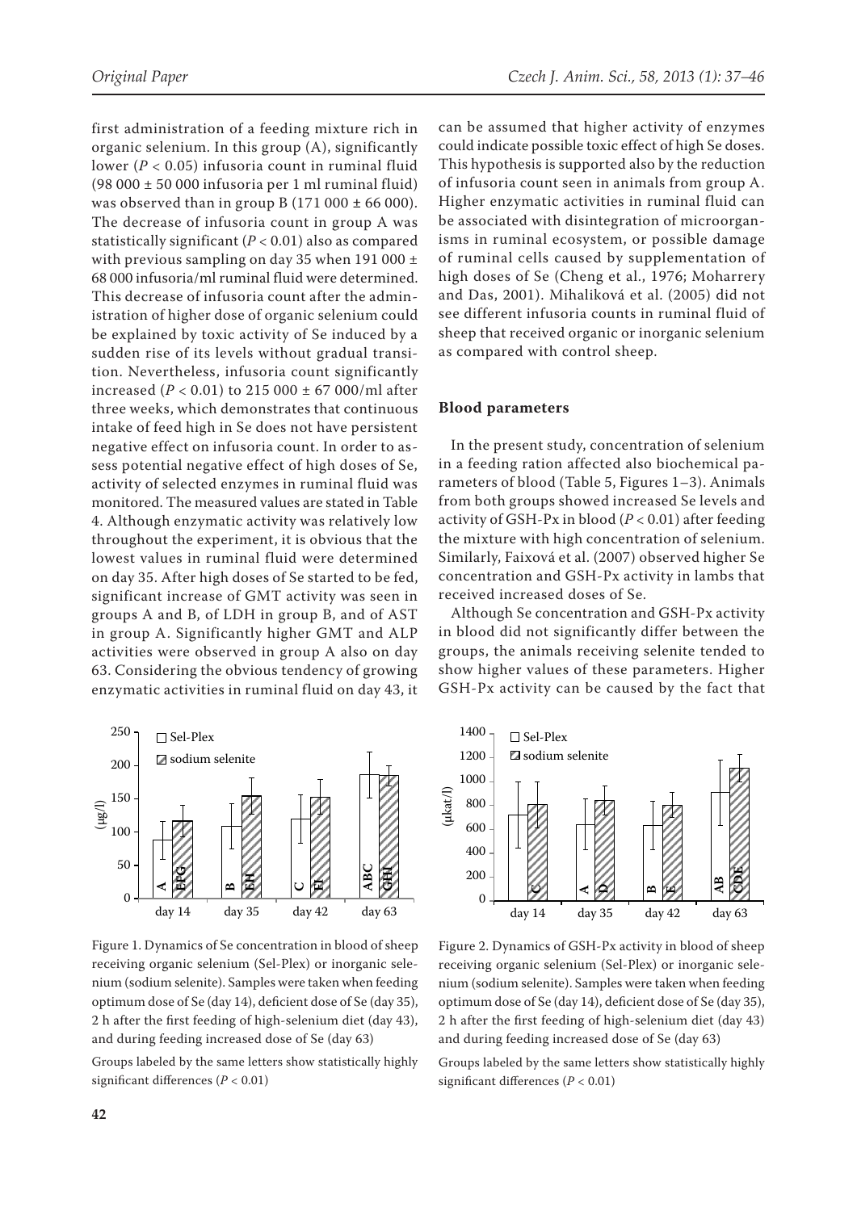first administration of a feeding mixture rich in organic selenium. In this group (A), significantly lower ($P < 0.05$) infusoria count in ruminal fluid (98 000 ± 50 000 infusoria per 1 ml ruminal fluid) was observed than in group B (171 000 ± 66 000). The decrease of infusoria count in group A was statistically significant ($P < 0.01$) also as compared with previous sampling on day 35 when 191 000 ± 68 000 infusoria/ml ruminal fluid were determined. This decrease of infusoria count after the administration of higher dose of organic selenium could be explained by toxic activity of Se induced by a sudden rise of its levels without gradual transition. Nevertheless, infusoria count significantly increased ($P < 0.01$) to 215 000 ± 67 000/ml after three weeks, which demonstrates that continuous intake of feed high in Se does not have persistent negative effect on infusoria count. In order to assess potential negative effect of high doses of Se, activity of selected enzymes in ruminal fluid was monitored. The measured values are stated in Table 4. Although enzymatic activity was relatively low throughout the experiment, it is obvious that the lowest values in ruminal fluid were determined on day 35. After high doses of Se started to be fed, significant increase of GMT activity was seen in groups A and B, of LDH in group B, and of AST in group A. Significantly higher GMT and ALP activities were observed in group A also on day 63. Considering the obvious tendency of growing enzymatic activities in ruminal fluid on day 43, it can be assumed that higher activity of enzymes could indicate possible toxic effect of high Se doses. This hypothesis is supported also by the reduction of infusoria count seen in animals from group A. Higher enzymatic activities in ruminal fluid can be associated with disintegration of microorganisms in ruminal ecosystem, or possible damage of ruminal cells caused by supplementation of high doses of Se (Cheng et al., 1976; Moharrery and Das, 2001). Mihaliková et al. (2005) did not see different infusoria counts in ruminal fluid of sheep that received organic or inorganic selenium as compared with control sheep.

### Blood parameters

In the present study, concentration of selenium in a feeding ration affected also biochemical parameters of blood (Table 5, Figures 1–3). Animals from both groups showed increased Se levels and activity of GSH-Px in blood ($P < 0.01$) after feeding the mixture with high concentration of selenium. Similarly, Faixová et al. (2007) observed higher Se concentration and GSH-Px activity in lambs that received increased doses of Se.

Although Se concentration and GSH-Px activity in blood did not significantly differ between the groups, the animals receiving selenite tended to show higher values of these parameters. Higher GSH-Px activity can be caused by the fact that

Figure 1. Dynamics of Se concentration in blood of sheep receiving organic selenium (Sel-Plex) or inorganic selenium (sodium selenite). Samples were taken when feeding optimum dose of Se (day 14), deficient dose of Se (day 35), 2 h after the first feeding of high-selenium diet (day 43), and during feeding increased dose of Se (day 63)

Groups labeled by the same letters show statistically highly significant differences ($P < 0.01$)

Figure 2. Dynamics of GSH-Px activity in blood of sheep receiving organic selenium (Sel-Plex) or inorganic selenium (sodium selenite). Samples were taken when feeding optimum dose of Se (day 14), deficient dose of Se (day 35), 2 h after the first feeding of high-selenium diet (day 43) and during feeding increased dose of Se (day 63)

Groups labeled by the same letters show statistically highly significant differences ($P < 0.01$)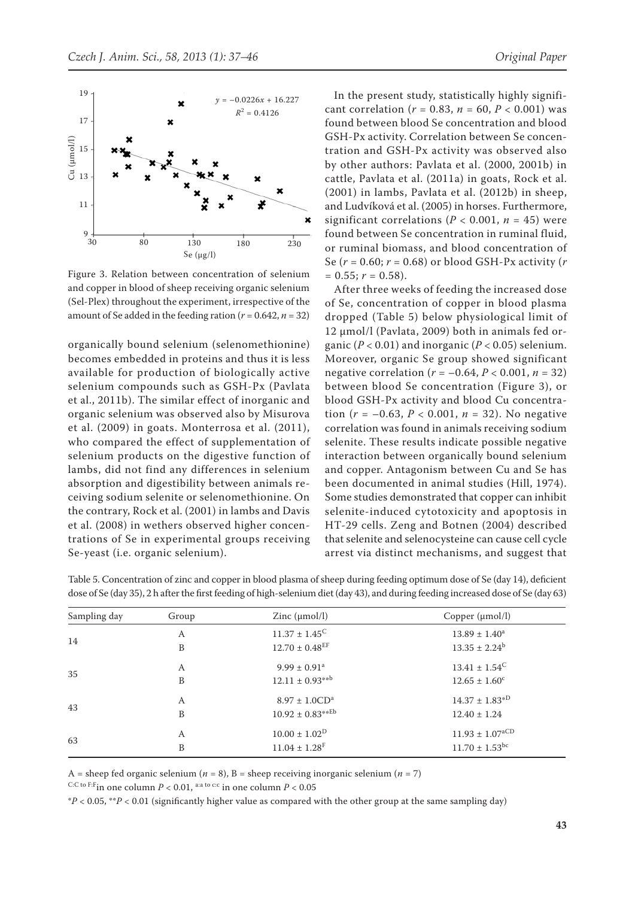Figure 3. Relation between concentration of selenium and copper in blood of sheep receiving organic selenium (Sel-Plex) throughout the experiment, irrespective of the amount of Se added in the feeding ration ($r = 0.642$, $n = 32$)

organically bound selenium (selenomethionine) becomes embedded in proteins and thus it is less available for production of biologically active selenium compounds such as GSH-Px (Pavlata et al., 2011b). The similar effect of inorganic and organic selenium was observed also by Misurova et al. (2009) in goats. Monterrosa et al. (2011), who compared the effect of supplementation of selenium products on the digestive function of lambs, did not find any differences in selenium absorption and digestibility between animals receiving sodium selenite or selenomethionine. On the contrary, Rock et al. (2001) in lambs and Davis et al. (2008) in wethers observed higher concentrations of Se in experimental groups receiving Se-yeast (i.e. organic selenium).

In the present study, statistically highly significant correlation ($r = 0.83$, $n = 60$, $P < 0.001$) was found between blood Se concentration and blood GSH-Px activity. Correlation between Se concentration and GSH-Px activity was observed also by other authors: Pavlata et al. (2000, 2001b) in cattle, Pavlata et al. (2011a) in goats, Rock et al. (2001) in lambs, Pavlata et al. (2012b) in sheep, and Ludvíková et al. (2005) in horses. Furthermore, significant correlations ($P < 0.001$, $n = 45$) were found between Se concentration in ruminal fluid, or ruminal biomass, and blood concentration of Se ($r = 0.60$; $r = 0.68$) or blood GSH-Px activity ($r = 0.55$; $r = 0.58$).

After three weeks of feeding the increased dose of Se, concentration of copper in blood plasma dropped (Table 5) below physiological limit of 12 μmol/l (Pavlata, 2009) both in animals fed organic ($P < 0.01$) and inorganic ($P < 0.05$) selenium. Moreover, organic Se group showed significant negative correlation ($r = -0.64$, $P < 0.001$, $n = 32$) between blood Se concentration (Figure 3), or blood GSH-Px activity and blood Cu concentration ($r = -0.63$, $P < 0.001$, $n = 32$). No negative correlation was found in animals receiving sodium selenite. These results indicate possible negative interaction between organically bound selenium and copper. Antagonism between Cu and Se has been documented in animal studies (Hill, 1974). Some studies demonstrated that copper can inhibit selenite-induced cytotoxicity and apoptosis in HT-29 cells. Zeng and Botnen (2004) described that selenite and selenocysteine can cause cell cycle arrest via distinct mechanisms, and suggest that

Table 5. Concentration of zinc and copper in blood plasma of sheep during feeding optimum dose of Se (day 14), deficient dose of Se (day 35), 2 h after the first feeding of high-selenium diet (day 43), and during feeding increased dose of Se (day 63)

| Sampling day | Group | Zinc (μmol/l) | Copper (μmol/l) |
|---|---|---|---|
| 14 | A | $11.37 \pm 1.45^{C}$ | $13.89 \pm 1.40^{a}$ |
| | B | $12.70 \pm 0.48^{EF}$ | $13.35 \pm 2.24^{b}$ |
| 35 | A | $9.99 \pm 0.91^{a}$ | $13.41 \pm 1.54^{C}$ |
| | B | $12.11 \pm 0.93^{**b}$ | $12.65 \pm 1.60^{c}$ |
| 43 | A | $8.97 \pm 1.0^{CDa}$ | $14.37 \pm 1.83^{*D}$ |
| | B | $10.92 \pm 0.83^{**Eb}$ | $12.40 \pm 1.24$ |
| 63 | A | $10.00 \pm 1.02^{D}$ | $11.93 \pm 1.07^{aCD}$ |
| | B | $11.04 \pm 1.28^{F}$ | $11.70 \pm 1.53^{bc}$ |

A = sheep fed organic selenium ($n = 8$), B = sheep receiving inorganic selenium ($n = 7$)

C:C to F:F in one column $P < 0.01$, a:a to c:c in one column $P < 0.05$

$^{*}P < 0.05$, $^{**}P < 0.01$ (significantly higher value as compared with the other group at the same sampling day)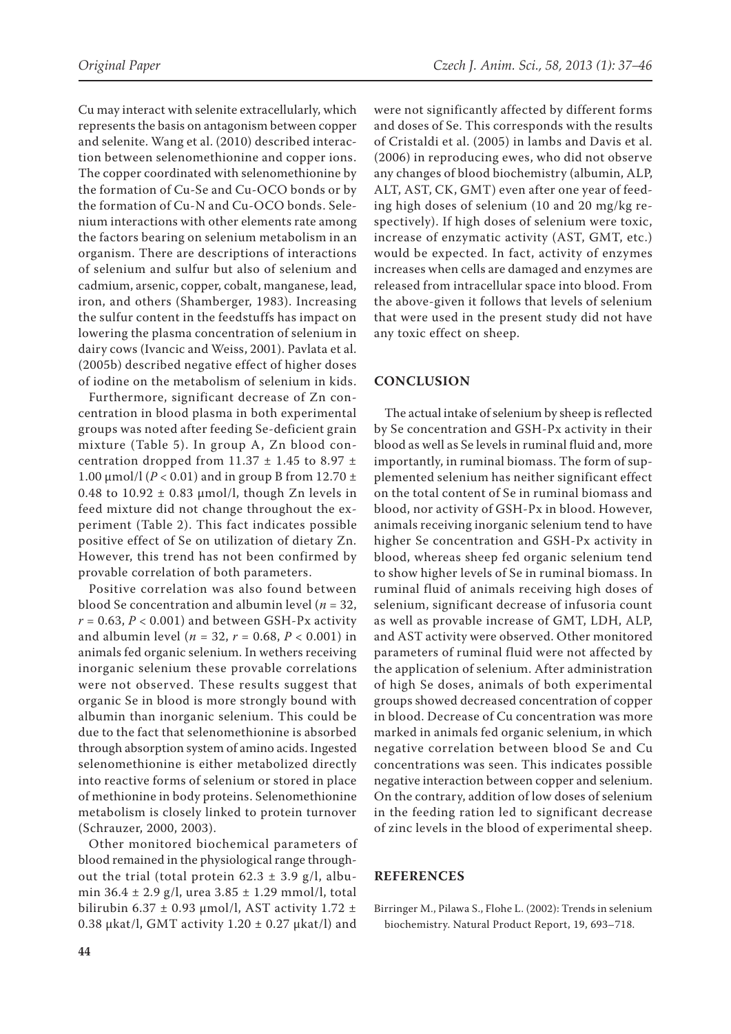Cu may interact with selenite extracellularly, which represents the basis on antagonism between copper and selenite. Wang et al. (2010) described interaction between selenomethionine and copper ions. The copper coordinated with selenomethionine by the formation of Cu-Se and Cu-OCO bonds or by the formation of Cu-N and Cu-OCO bonds. Selenium interactions with other elements rate among the factors bearing on selenium metabolism in an organism. There are descriptions of interactions of selenium and sulfur but also of selenium and cadmium, arsenic, copper, cobalt, manganese, lead, iron, and others (Shamberger, 1983). Increasing the sulfur content in the feedstuffs has impact on lowering the plasma concentration of selenium in dairy cows (Ivancic and Weiss, 2001). Pavlata et al. (2005b) described negative effect of higher doses of iodine on the metabolism of selenium in kids.

Furthermore, significant decrease of Zn concentration in blood plasma in both experimental groups was noted after feeding Se-deficient grain mixture (Table 5). In group A, Zn blood concentration dropped from $11.37 \pm 1.45$ to $8.97 \pm 1.00$ μmol/l ($P < 0.01$) and in group B from $12.70 \pm 0.48$ to $10.92 \pm 0.83$ μmol/l, though Zn levels in feed mixture did not change throughout the experiment (Table 2). This fact indicates possible positive effect of Se on utilization of dietary Zn. However, this trend has not been confirmed by provable correlation of both parameters.

Positive correlation was also found between blood Se concentration and albumin level ($n = 32$, $r = 0.63$, $P < 0.001$) and between GSH-Px activity and albumin level ($n = 32$, $r = 0.68$, $P < 0.001$) in animals fed organic selenium. In wethers receiving inorganic selenium these provable correlations were not observed. These results suggest that organic Se in blood is more strongly bound with albumin than inorganic selenium. This could be due to the fact that selenomethionine is absorbed through absorption system of amino acids. Ingested selenomethionine is either metabolized directly into reactive forms of selenium or stored in place of methionine in body proteins. Selenomethionine metabolism is closely linked to protein turnover (Schrauzer, 2000, 2003).

Other monitored biochemical parameters of blood remained in the physiological range throughout the trial (total protein $62.3 \pm 3.9$ g/l, albumin $36.4 \pm 2.9$ g/l, urea $3.85 \pm 1.29$ mmol/l, total bilirubin $6.37 \pm 0.93$ μmol/l, AST activity $1.72 \pm 0.38$ μkat/l, GMT activity $1.20 \pm 0.27$ μkat/l) and were not significantly affected by different forms and doses of Se. This corresponds with the results of Cristaldi et al. (2005) in lambs and Davis et al. (2006) in reproducing ewes, who did not observe any changes of blood biochemistry (albumin, ALP, ALT, AST, CK, GMT) even after one year of feeding high doses of selenium (10 and 20 mg/kg respectively). If high doses of selenium were toxic, increase of enzymatic activity (AST, GMT, etc.) would be expected. In fact, activity of enzymes increases when cells are damaged and enzymes are released from intracellular space into blood. From the above-given it follows that levels of selenium that were used in the present study did not have any toxic effect on sheep.

## CONCLUSION

The actual intake of selenium by sheep is reflected by Se concentration and GSH-Px activity in their blood as well as Se levels in ruminal fluid and, more importantly, in ruminal biomass. The form of supplemented selenium has neither significant effect on the total content of Se in ruminal biomass and blood, nor activity of GSH-Px in blood. However, animals receiving inorganic selenium tend to have higher Se concentration and GSH-Px activity in blood, whereas sheep fed organic selenium tend to show higher levels of Se in ruminal biomass. In ruminal fluid of animals receiving high doses of selenium, significant decrease of infusoria count as well as provable increase of GMT, LDH, ALP, and AST activity were observed. Other monitored parameters of ruminal fluid were not affected by the application of selenium. After administration of high Se doses, animals of both experimental groups showed decreased concentration of copper in blood. Decrease of Cu concentration was more marked in animals fed organic selenium, in which negative correlation between blood Se and Cu concentrations was seen. This indicates possible negative interaction between copper and selenium. On the contrary, addition of low doses of selenium in the feeding ration led to significant decrease of zinc levels in the blood of experimental sheep.

## REFERENCES

Birringer M., Pilawa S., Flohe L. (2002): Trends in selenium biochemistry. Natural Product Report, 19, 693–718.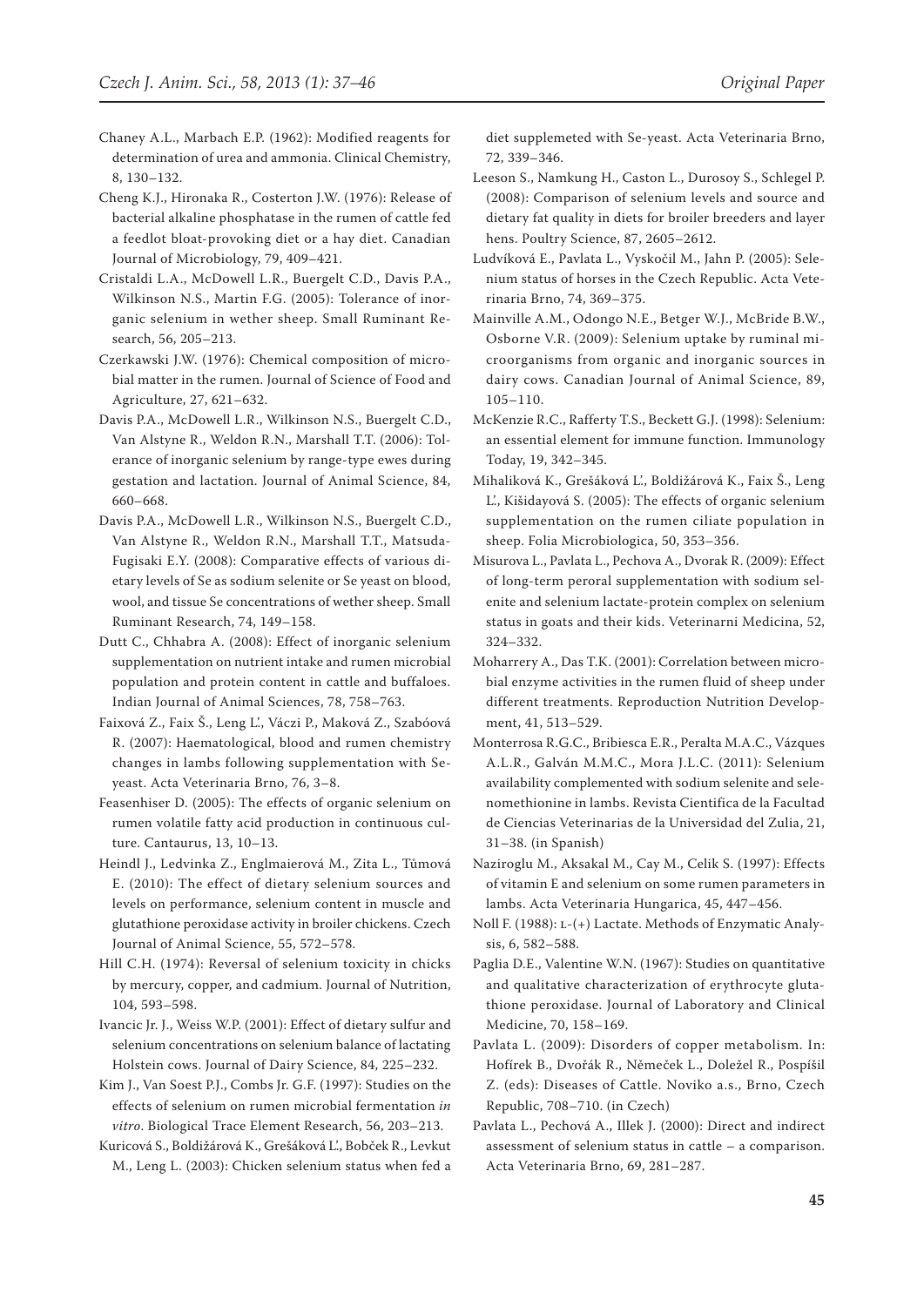Chaney A.L., Marbach E.P. (1962): Modified reagents for determination of urea and ammonia. Clinical Chemistry, 8, 130–132.

Cheng K.J., Hironaka R., Costerton J.W. (1976): Release of bacterial alkaline phosphatase in the rumen of cattle fed a feedlot bloat-provoking diet or a hay diet. Canadian Journal of Microbiology, 79, 409–421.

Cristaldi L.A., McDowell L.R., Buergelt C.D., Davis P.A., Wilkinson N.S., Martin F.G. (2005): Tolerance of inorganic selenium in wether sheep. Small Ruminant Research, 56, 205–213.

Czerkawski J.W. (1976): Chemical composition of microbial matter in the rumen. Journal of Science of Food and Agriculture, 27, 621–632.

Davis P.A., McDowell L.R., Wilkinson N.S., Buergelt C.D., Van Alstyne R., Weldon R.N., Marshall T.T. (2006): Tolerance of inorganic selenium by range-type ewes during gestation and lactation. Journal of Animal Science, 84, 660–668.

Davis P.A., McDowell L.R., Wilkinson N.S., Buergelt C.D., Van Alstyne R., Weldon R.N., Marshall T.T., Matsuda-Fugisaki E.Y. (2008): Comparative effects of various dietary levels of Se as sodium selenite or Se yeast on blood, wool, and tissue Se concentrations of wether sheep. Small Ruminant Research, 74, 149–158.

Dutt C., Chhabra A. (2008): Effect of inorganic selenium supplementation on nutrient intake and rumen microbial population and protein content in cattle and buffaloes. Indian Journal of Animal Sciences, 78, 758–763.

Faixová Z., Faix Š., Leng L'., Váczi P., Maková Z., Szabóová R. (2007): Haematological, blood and rumen chemistry changes in lambs following supplementation with Se-yeast. Acta Veterinaria Brno, 76, 3–8.

Feasenhiser D. (2005): The effects of organic selenium on rumen volatile fatty acid production in continuous culture. Cantaurus, 13, 10–13.

Heindl J., Ledvinka Z., Englmaierová M., Zita L., Tůmová E. (2010): The effect of dietary selenium sources and levels on performance, selenium content in muscle and glutathione peroxidase activity in broiler chickens. Czech Journal of Animal Science, 55, 572–578.

Hill C.H. (1974): Reversal of selenium toxicity in chicks by mercury, copper, and cadmium. Journal of Nutrition, 104, 593–598.

Ivancic Jr. J., Weiss W.P. (2001): Effect of dietary sulfur and selenium concentrations on selenium balance of lactating Holstein cows. Journal of Dairy Science, 84, 225–232.

Kim J., Van Soest P.J., Combs Jr. G.F. (1997): Studies on the effects of selenium on rumen microbial fermentation *in vitro*. Biological Trace Element Research, 56, 203–213.

Kuricová S., Boldižárová K., Grešáková L'., Bobček R., Levkut M., Leng L. (2003): Chicken selenium status when fed a diet supplemeted with Se-yeast. Acta Veterinaria Brno, 72, 339–346.

Leeson S., Namkung H., Caston L., Durosoy S., Schlegel P. (2008): Comparison of selenium levels and source and dietary fat quality in diets for broiler breeders and layer hens. Poultry Science, 87, 2605–2612.

Ludvíková E., Pavlata L., Vyskočil M., Jahn P. (2005): Selenium status of horses in the Czech Republic. Acta Veterinaria Brno, 74, 369–375.

Mainville A.M., Odongo N.E., Betger W.J., McBride B.W., Osborne V.R. (2009): Selenium uptake by ruminal microorganisms from organic and inorganic sources in dairy cows. Canadian Journal of Animal Science, 89, 105–110.

McKenzie R.C., Rafferty T.S., Beckett G.J. (1998): Selenium: an essential element for immune function. Immunology Today, 19, 342–345.

Mihaliková K., Grešáková L'., Boldižárová K., Faix Š., Leng L'., Kišidayová S. (2005): The effects of organic selenium supplementation on the rumen ciliate population in sheep. Folia Microbiologica, 50, 353–356.

Misurova L., Pavlata L., Pechova A., Dvorak R. (2009): Effect of long-term peroral supplementation with sodium selenite and selenium lactate-protein complex on selenium status in goats and their kids. Veterinarni Medicina, 52, 324–332.

Moharrery A., Das T.K. (2001): Correlation between microbial enzyme activities in the rumen fluid of sheep under different treatments. Reproduction Nutrition Development, 41, 513–529.

Monterrosa R.G.C., Bribiesca E.R., Peralta M.A.C., Vázques A.L.R., Galván M.M.C., Mora J.L.C. (2011): Selenium availability complemented with sodium selenite and selenomethionine in lambs. Revista Cientifica de la Facultad de Ciencias Veterinarias de la Universidad del Zulia, 21, 31–38. (in Spanish)

Naziroglu M., Aksakal M., Cay M., Celik S. (1997): Effects of vitamin E and selenium on some rumen parameters in lambs. Acta Veterinaria Hungarica, 45, 447–456.

Noll F. (1988): L-(+) Lactate. Methods of Enzymatic Analysis, 6, 582–588.

Paglia D.E., Valentine W.N. (1967): Studies on quantitative and qualitative characterization of erythrocyte glutathione peroxidase. Journal of Laboratory and Clinical Medicine, 70, 158–169.

Pavlata L. (2009): Disorders of copper metabolism. In: Hofírek B., Dvořák R., Němeček L., Doležel R., Pospíšil Z. (eds): Diseases of Cattle. Noviko a.s., Brno, Czech Republic, 708–710. (in Czech)

Pavlata L., Pechová A., Illek J. (2000): Direct and indirect assessment of selenium status in cattle – a comparison. Acta Veterinaria Brno, 69, 281–287.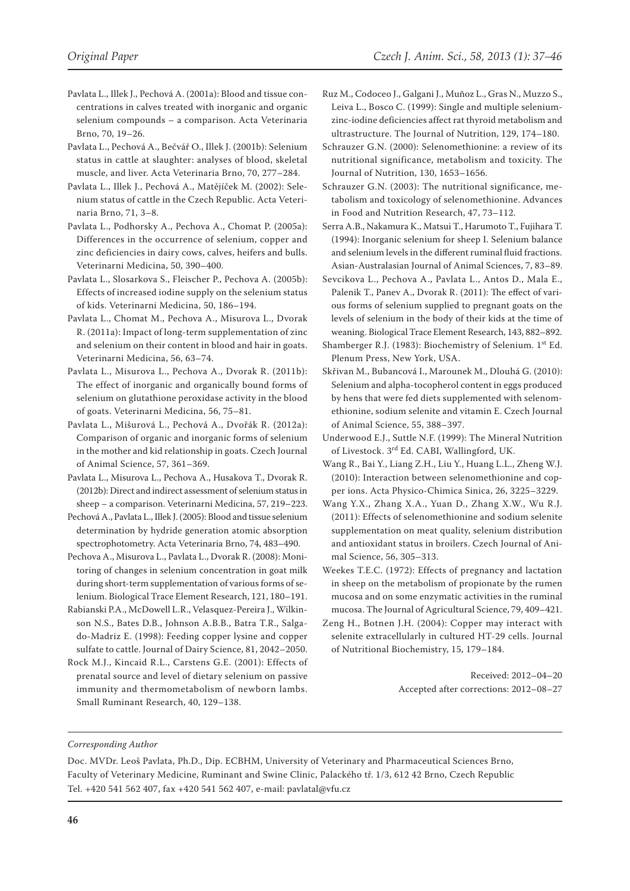Pavlata L., Illek J., Pechová A. (2001a): Blood and tissue concentrations in calves treated with inorganic and organic selenium compounds – a comparison. Acta Veterinaria Brno, 70, 19–26.

Pavlata L., Pechová A., Bečvář O., Illek J. (2001b): Selenium status in cattle at slaughter: analyses of blood, skeletal muscle, and liver. Acta Veterinaria Brno, 70, 277–284.

Pavlata L., Illek J., Pechová A., Matějíček M. (2002): Selenium status of cattle in the Czech Republic. Acta Veterinaria Brno, 71, 3–8.

Pavlata L., Podhorsky A., Pechova A., Chomat P. (2005a): Differences in the occurrence of selenium, copper and zinc deficiencies in dairy cows, calves, heifers and bulls. Veterinarni Medicina, 50, 390–400.

Pavlata L., Slosarkova S., Fleischer P., Pechova A. (2005b): Effects of increased iodine supply on the selenium status of kids. Veterinarni Medicina, 50, 186–194.

Pavlata L., Chomat M., Pechova A., Misurova L., Dvorak R. (2011a): Impact of long-term supplementation of zinc and selenium on their content in blood and hair in goats. Veterinarni Medicina, 56, 63–74.

Pavlata L., Misurova L., Pechova A., Dvorak R. (2011b): The effect of inorganic and organically bound forms of selenium on glutathione peroxidase activity in the blood of goats. Veterinarni Medicina, 56, 75–81.

Pavlata L., Mišurová L., Pechová A., Dvořák R. (2012a): Comparison of organic and inorganic forms of selenium in the mother and kid relationship in goats. Czech Journal of Animal Science, 57, 361–369.

Pavlata L., Misurova L., Pechova A., Husakova T., Dvorak R. (2012b): Direct and indirect assessment of selenium status in sheep – a comparison. Veterinarni Medicina, 57, 219–223.

Pechová A., Pavlata L., Illek J. (2005): Blood and tissue selenium determination by hydride generation atomic absorption spectrophotometry. Acta Veterinaria Brno, 74, 483–490.

Pechova A., Misurova L., Pavlata L., Dvorak R. (2008): Monitoring of changes in selenium concentration in goat milk during short-term supplementation of various forms of selenium. Biological Trace Element Research, 121, 180–191.

Rabianski P.A., McDowell L.R., Velasquez-Pereira J., Wilkinson N.S., Bates D.B., Johnson A.B.B., Batra T.R., Salgado-Madriz E. (1998): Feeding copper lysine and copper sulfate to cattle. Journal of Dairy Science, 81, 2042–2050.

Rock M.J., Kincaid R.L., Carstens G.E. (2001): Effects of prenatal source and level of dietary selenium on passive immunity and thermometabolism of newborn lambs. Small Ruminant Research, 40, 129–138.

Ruz M., Codoceo J., Galgani J., Muñoz L., Gras N., Muzzo S., Leiva L., Bosco C. (1999): Single and multiple selenium-zinc-iodine deficiencies affect rat thyroid metabolism and ultrastructure. The Journal of Nutrition, 129, 174–180.

Schrauzer G.N. (2000): Selenomethionine: a review of its nutritional significance, metabolism and toxicity. The Journal of Nutrition, 130, 1653–1656.

Schrauzer G.N. (2003): The nutritional significance, metabolism and toxicology of selenomethionine. Advances in Food and Nutrition Research, 47, 73–112.

Serra A.B., Nakamura K., Matsui T., Harumoto T., Fujihara T. (1994): Inorganic selenium for sheep I. Selenium balance and selenium levels in the different ruminal fluid fractions. Asian-Australasian Journal of Animal Sciences, 7, 83–89.

Sevcikova L., Pechova A., Pavlata L., Antos D., Mala E., Palenik T., Panev A., Dvorak R. (2011): The effect of various forms of selenium supplied to pregnant goats on the levels of selenium in the body of their kids at the time of weaning. Biological Trace Element Research, 143, 882–892.

Shamberger R.J. (1983): Biochemistry of Selenium. 1st Ed. Plenum Press, New York, USA.

Skřivan M., Bubancová I., Marounek M., Dlouhá G. (2010): Selenium and alpha-tocopherol content in eggs produced by hens that were fed diets supplemented with selenomethionine, sodium selenite and vitamin E. Czech Journal of Animal Science, 55, 388–397.

Underwood E.J., Suttle N.F. (1999): The Mineral Nutrition of Livestock. 3rd Ed. CABI, Wallingford, UK.

Wang R., Bai Y., Liang Z.H., Liu Y., Huang L.L., Zheng W.J. (2010): Interaction between selenomethionine and copper ions. Acta Physico-Chimica Sinica, 26, 3225–3229.

Wang Y.X., Zhang X.A., Yuan D., Zhang X.W., Wu R.J. (2011): Effects of selenomethionine and sodium selenite supplementation on meat quality, selenium distribution and antioxidant status in broilers. Czech Journal of Animal Science, 56, 305–313.

Weekes T.E.C. (1972): Effects of pregnancy and lactation in sheep on the metabolism of propionate by the rumen mucosa and on some enzymatic activities in the ruminal mucosa. The Journal of Agricultural Science, 79, 409–421.

Zeng H., Botnen J.H. (2004): Copper may interact with selenite extracellularly in cultured HT-29 cells. Journal of Nutritional Biochemistry, 15, 179–184.

Received: 2012–04–20
Accepted after corrections: 2012–08–27

*Corresponding Author*

Doc. MVDr. Leoš Pavlata, Ph.D., Dip. ECBHM, University of Veterinary and Pharmaceutical Sciences Brno, Faculty of Veterinary Medicine, Ruminant and Swine Clinic, Palackého tř. 1/3, 612 42 Brno, Czech Republic
Tel. +420 541 562 407, fax +420 541 562 407, e-mail: pavlatal@vfu.cz